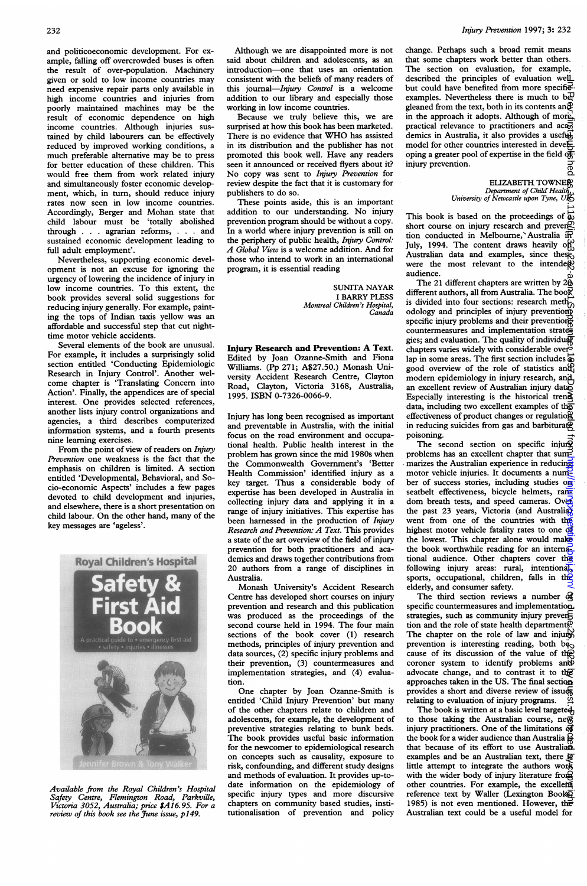and politicoeconomic development. For example, falling off overcrowded buses is often the result of over-population. Machinery given or sold to low income countries may need expensive repair parts only available in high income countries and injuries from poorly maintained machines may be the result of economic dependence on high income countries. Although injuries sustained by child labourers can be effectively reduced by improved working conditions, a much preferable alternative may be to press for better education of these children. This would free them from work related injury and simultaneously foster economic development, which, in turn, should reduce injury rates now seen in low income countries. Accordingly, Berger and Mohan state that child labour must be 'totally abolished through . . . agrarian reforms, . . . and sustained economic development leading to full adult employment'.

Nevertheless, supporting economic development is not an excuse for ignoring the urgency of lowering the incidence of injury in low income countries. To this extent, the book provides several solid suggestions for reducing injury generally. For example, painting the tops of Indian taxis yellow was an affordable and successful step that cut nighttime motor vehicle accidents.

Several elements of the book are unusual. For example, it includes a surprisingly solid section entitled 'Conducting Epidemiologic Research in Injury Control'. Another welcome chapter is 'Translating Concern into Action'. Finally, the appendices are of special interest. One provides selected references, another lists injury control organizations and agencies, a third describes computerized information systems, and a fourth presents nine learning exercises.

From the point of view of readers on *Injury Prevention* one weakness is the fact that the emphasis on children is limited. A section entitled 'Developmental, Behavioral, and Socio-economic Aspects' includes a few pages devoted to child development and injuries, and elsewhere, there is a short presentation on child labour. On the other hand, many of the key messages are 'ageless'.

Royal Children's Hospital
Safety & First Aid Book
A practical guide to • emergency first aid • safety • injuries • illnesses
Jennifer Brown & Tony Walker

*Available from the Royal Children's Hospital Safety Centre, Flemington Road, Parkville, Victoria 3052, Australia; price $A16.95. For a review of this book see the June issue, p149.*

Although we are disappointed more is not said about children and adolescents, as an introduction—one that uses an orientation consistent with the beliefs of many readers of this journal—*Injury Control* is a welcome addition to our library and especially those working in low income countries.

Because we truly believe this, we are surprised at how this book has been marketed. There is no evidence that WHO has assisted in its distribution and the publisher has not promoted this book well. Have any readers seen it announced or received flyers about it? No copy was sent to *Injury Prevention* for review despite the fact that it is customary for publishers to do so.

These points aside, this is an important addition to our understanding. No injury prevention program should be without a copy. In a world where injury prevention is still on the periphery of public health, *Injury Control: A Global View* is a welcome addition. And for those who intend to work in an international program, it is essential reading

SUNITA NAYAR
I BARRY PLESS
*Montreal Children's Hospital, Canada*

**Injury Research and Prevention: A Text.** Edited by Joan Ozanne-Smith and Fiona Williams. (Pp 271; A$27.50.) Monash University Accident Research Centre, Clayton Road, Clayton, Victoria 3168, Australia, 1995. ISBN 0-7326-0066-9.

Injury has long been recognised as important and preventable in Australia, with the initial focus on the road environment and occupational health. Public health interest in the problem has grown since the mid 1980s when the Commonwealth Government's 'Better Health Commission' identified injury as a key target. Thus a considerable body of expertise has been developed in Australia in collecting injury data and applying it in a range of injury initiatives. This expertise has been harnessed in the production of *Injury Research and Prevention: A Text*. This provides a state of the art overview of the field of injury prevention for both practitioners and academics and draws together contributions from 20 authors from a range of disciplines in Australia.

Monash University's Accident Research Centre has developed short courses on injury prevention and research and this publication was produced as the proceedings of the second course held in 1994. The four main sections of the book cover (1) research methods, principles of injury prevention and data sources, (2) specific injury problems and their prevention, (3) countermeasures and implementation strategies, and (4) evaluation.

One chapter by Joan Ozanne-Smith is entitled 'Child Injury Prevention' but many of the other chapters relate to children and adolescents, for example, the development of preventive strategies relating to bunk beds. The book provides useful basic information for the newcomer to epidemiological research on concepts such as causality, exposure to risk, confounding, and different study designs and methods of evaluation. It provides up-to-date information on the epidemiology of specific injury types and more discursive chapters on community based studies, institutionalisation of prevention and policy change. Perhaps such a broad remit means that some chapters work better than others. The section on evaluation, for example, described the principles of evaluation well but could have benefited from more specific examples. Nevertheless there is much to be gleaned from the text, both in its contents and in the approach it adopts. Although of more practical relevance to practitioners and academics in Australia, it also provides a useful model for other countries interested in developing a greater pool of expertise in the field of injury prevention.

ELIZABETH TOWNER
*Department of Child Health, University of Newcastle upon Tyne, UK*

This book is based on the proceedings of a short course on injury research and prevention conducted in Melbourne, Australia in July, 1994. The content draws heavily on Australian data and examples, since these were the most relevant to the intended audience.

The 21 different chapters are written by 20 different authors, all from Australia. The book is divided into four sections: research methodology and principles of injury prevention; specific injury problems and their prevention; countermeasures and implementation strategies; and evaluation. The quality of individual chapters varies widely with considerable overlap in some areas. The first section includes a good overview of the role of statistics and modern epidemiology in injury research, and an excellent review of Australian injury data. Especially interesting is the historical trend data, including two excellent examples of the effectiveness of product changes or regulation in reducing suicides from gas and barbiturate poisoning.

The second section on specific injury problems has an excellent chapter that summarizes the Australian experience in reducing motor vehicle injuries. It documents a number of success stories, including studies on seatbelt effectiveness, bicycle helmets, random breath tests, and speed cameras. Over the past 23 years, Victoria (and Australia) went from one of the countries with the highest motor vehicle fatality rates to one of the lowest. This chapter alone would make the book worthwhile reading for an international audience. Other chapters cover the following injury areas: rural, intentional, sports, occupational, children, falls in the elderly, and consumer safety.

The third section reviews a number of specific countermeasures and implementation strategies, such as community injury prevention and the role of state health departments. The chapter on the role of law and injury prevention is interesting reading, both because of its discussion of the value of the coroner system to identify problems and advocate change, and to contrast it to the approaches taken in the US. The final section provides a short and diverse review of issues relating to evaluation of injury programs.

The book is written at a basic level targeted to those taking the Australian course, new injury practitioners. One of the limitations of the book for a wider audience than Australia is that because of its effort to use Australian examples and be an Australian text, there is little attempt to integrate the authors work with the wider body of injury literature from other countries. For example, the excellent reference text by Waller (Lexington Books, 1985) is not even mentioned. However, the Australian text could be a useful model for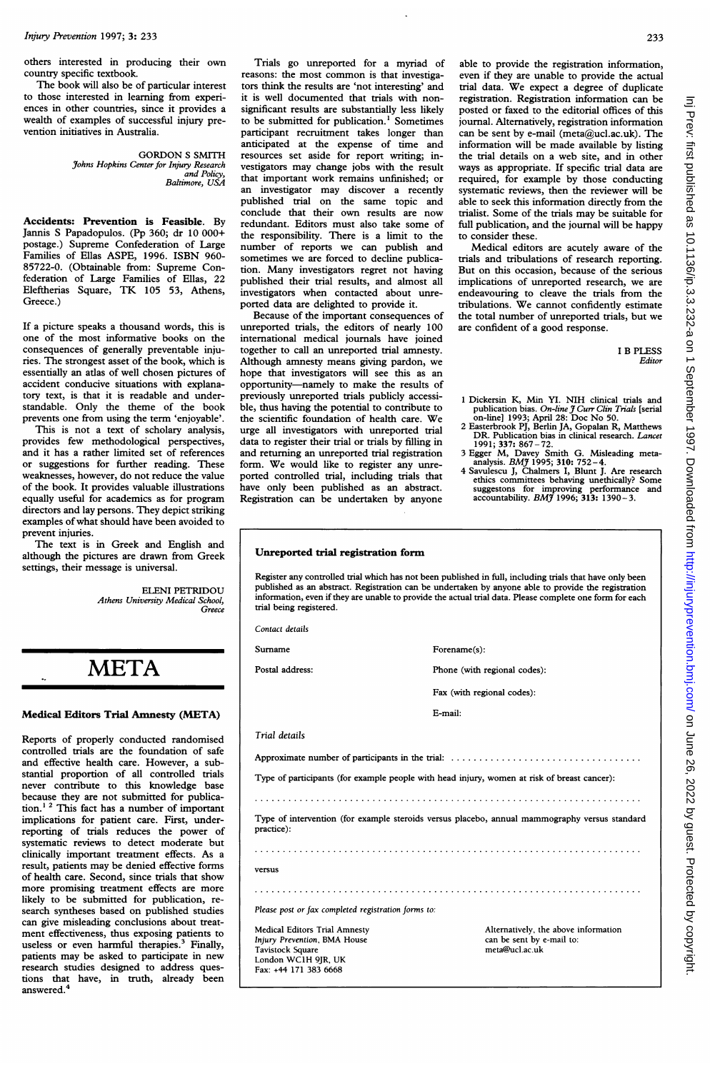others interested in producing their own country specific textbook.

The book will also be of particular interest to those interested in learning from experiences in other countries, since it provides a wealth of examples of successful injury prevention initiatives in Australia.

GORDON S SMITH
*Johns Hopkins Center for Injury Research and Policy, Baltimore, USA*

**Accidents: Prevention is Feasible.** By Jannis S Papadopulos. (Pp 360; dr 10 000+ postage.) Supreme Confederation of Large Families of Ellas ASPE, 1996. ISBN 960-85722-0. (Obtainable from: Supreme Confederation of Large Families of Ellas, 22 Eleftherias Square, TK 105 53, Athens, Greece.)

If a picture speaks a thousand words, this is one of the most informative books on the consequences of generally preventable injuries. The strongest asset of the book, which is essentially an atlas of well chosen pictures of accident conducive situations with explanatory text, is that it is readable and understandable. Only the theme of the book prevents one from using the term 'enjoyable'.

This is not a text of scholarly analysis, provides few methodological perspectives, and it has a rather limited set of references or suggestions for further reading. These weaknesses, however, do not reduce the value of the book. It provides valuable illustrations equally useful for academics as for program directors and lay persons. They depict striking examples of what should have been avoided to prevent injuries.

The text is in Greek and English and although the pictures are drawn from Greek settings, their message is universal.

ELENI PETRIDOU
*Athens University Medical School, Greece*

# META

## Medical Editors Trial Amnesty (META)

Reports of properly conducted randomised controlled trials are the foundation of safe and effective health care. However, a substantial proportion of all controlled trials never contribute to this knowledge base because they are not submitted for publication.[1 2] This fact has a number of important implications for patient care. First, underreporting of trials reduces the power of systematic reviews to detect moderate but clinically important treatment effects. As a result, patients may be denied effective forms of health care. Second, since trials that show more promising treatment effects are more likely to be submitted for publication, research syntheses based on published studies can give misleading conclusions about treatment effectiveness, thus exposing patients to useless or even harmful therapies.[3] Finally, patients may be asked to participate in new research studies designed to address questions that have, in truth, already been answered.[4]

Trials go unreported for a myriad of reasons: the most common is that investigators think the results are 'not interesting' and it is well documented that trials with non-significant results are substantially less likely to be submitted for publication.[1] Sometimes participant recruitment takes longer than anticipated at the expense of time and resources set aside for report writing; investigators may change jobs with the result that important work remains unfinished; or an investigator may discover a recently published trial on the same topic and conclude that their own results are now redundant. Editors must also take some of the responsibility. There is a limit to the number of reports we can publish and sometimes we are forced to decline publication. Many investigators regret not having published their trial results, and almost all investigators when contacted about unreported data are delighted to provide it.

Because of the important consequences of unreported trials, the editors of nearly 100 international medical journals have joined together to call an unreported trial amnesty. Although amnesty means giving pardon, we hope that investigators will see this as an opportunity—namely to make the results of previously unreported trials publicly accessible, thus having the potential to contribute to the scientific foundation of health care. We urge all investigators with unreported trial data to register their trial or trials by filling in and returning an unreported trial registration form. We would like to register any unreported controlled trial, including trials that have only been published as an abstract. Registration can be undertaken by anyone able to provide the registration information, even if they are unable to provide the actual trial data. We expect a degree of duplicate registration. Registration information can be posted or faxed to the editorial offices of this journal. Alternatively, registration information can be sent by e-mail (meta@ucl.ac.uk). The information will be made available by listing the trial details on a web site, and in other ways as appropriate. If specific trial data are required, for example by those conducting systematic reviews, then the reviewer will be able to seek this information directly from the trialist. Some of the trials may be suitable for full publication, and the journal will be happy to consider these.

Medical editors are acutely aware of the trials and tribulations of research reporting. But on this occasion, because of the serious implications of unreported research, we are endeavouring to cleave the trials from the tribulations. We cannot confidently estimate the total number of unreported trials, but we are confident of a good response.

I B PLESS
*Editor*

1 Dickersin K, Min YI. NIH clinical trials and publication bias. *On-line J Curr Clin Trials* [serial on-line] 1993; April 28: Doc No 50.
2 Easterbrook PJ, Berlin JA, Gopalan R, Matthews DR. Publication bias in clinical research. *Lancet* 1991; **337**: 867–72.
3 Egger M, Davey Smith G. Misleading meta-analysis. *BMJ* 1995; **310**: 752–4.
4 Savulescu J, Chalmers I, Blunt J. Are research ethics committees behaving unethically? Some suggestons for improving performance and accountability. *BMJ* 1996; **313**: 1390–3.

### Unreported trial registration form

Register any controlled trial which has not been published in full, including trials that have only been published as an abstract. Registration can be undertaken by anyone able to provide the registration information, even if they are unable to provide the actual trial data. Please complete one form for each trial being registered.

*Contact details*

Surname

Forename(s):

Postal address:

Phone (with regional codes):

Fax (with regional codes):

E-mail:

*Trial details*

Approximate number of participants in the trial: ....................................

Type of participants (for example people with head injury, women at risk of breast cancer):

........................................................................................

Type of intervention (for example steroids versus placebo, annual mammography versus standard practice):

........................................................................................

versus

........................................................................................

*Please post or fax completed registration forms to:*

Medical Editors Trial Amnesty
*Injury Prevention*, BMA House
Tavistock Square
London WC1H 9JR, UK
Fax: +44 171 383 6668

Alternatively, the above information can be sent by e-mail to:
meta@ucl.ac.uk